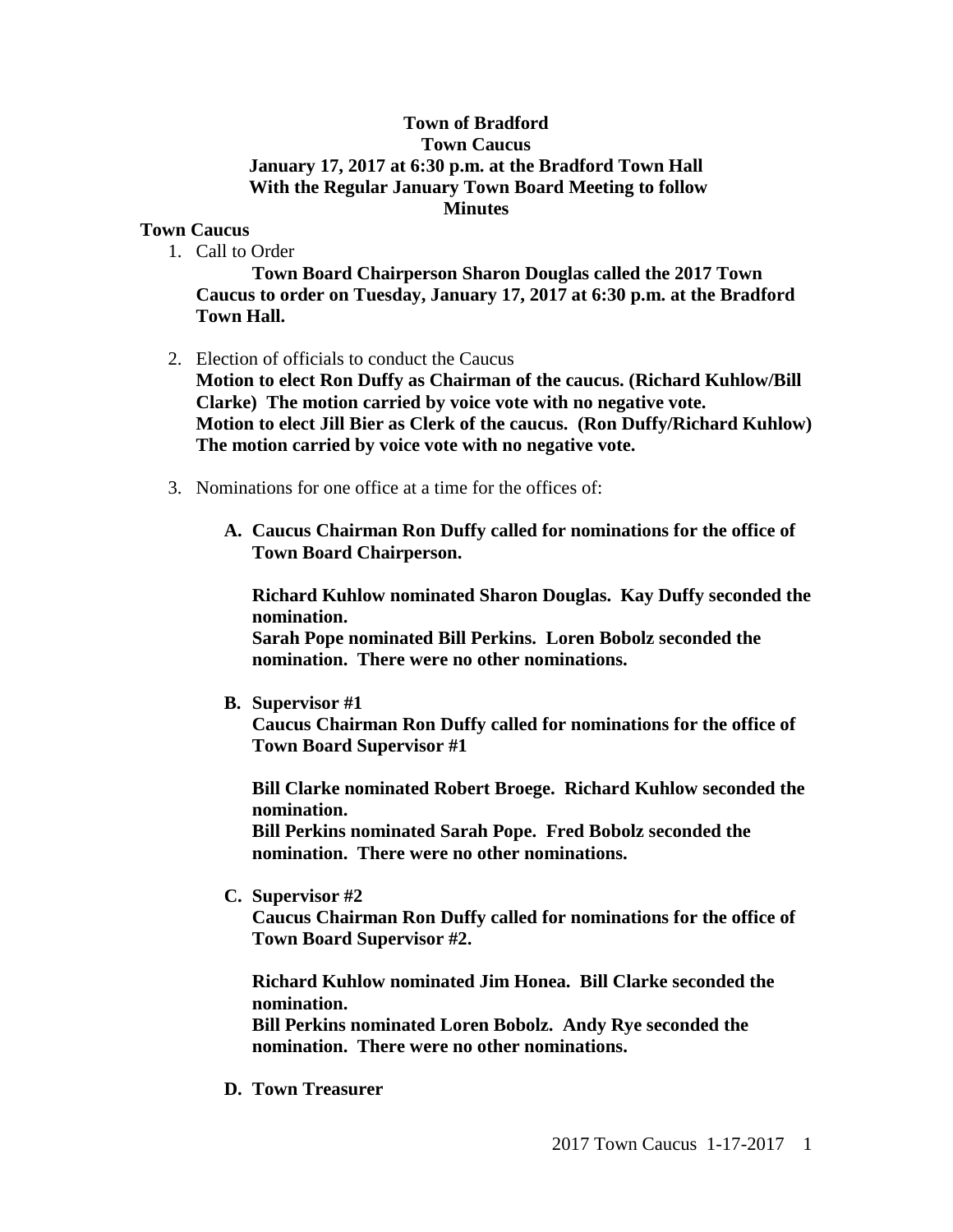**Town of Bradford**
**Town Caucus**
**January 17, 2017 at 6:30 p.m. at the Bradford Town Hall**
**With the Regular January Town Board Meeting to follow**
**Minutes**

## Town Caucus

1. Call to Order

   **Town Board Chairperson Sharon Douglas called the 2017 Town Caucus to order on Tuesday, January 17, 2017 at 6:30 p.m. at the Bradford Town Hall.**

2. Election of officials to conduct the Caucus

   **Motion to elect Ron Duffy as Chairman of the caucus. (Richard Kuhlow/Bill Clarke) The motion carried by voice vote with no negative vote.**
   **Motion to elect Jill Bier as Clerk of the caucus. (Ron Duffy/Richard Kuhlow) The motion carried by voice vote with no negative vote.**

3. Nominations for one office at a time for the offices of:

   A. **Caucus Chairman Ron Duffy called for nominations for the office of Town Board Chairperson.**

      **Richard Kuhlow nominated Sharon Douglas. Kay Duffy seconded the nomination.**
      **Sarah Pope nominated Bill Perkins. Loren Bobolz seconded the nomination. There were no other nominations.**

   B. **Supervisor #1**
      **Caucus Chairman Ron Duffy called for nominations for the office of Town Board Supervisor #1**

      **Bill Clarke nominated Robert Broege. Richard Kuhlow seconded the nomination.**
      **Bill Perkins nominated Sarah Pope. Fred Bobolz seconded the nomination. There were no other nominations.**

   C. **Supervisor #2**
      **Caucus Chairman Ron Duffy called for nominations for the office of Town Board Supervisor #2.**

      **Richard Kuhlow nominated Jim Honea. Bill Clarke seconded the nomination.**
      **Bill Perkins nominated Loren Bobolz. Andy Rye seconded the nomination. There were no other nominations.**

   D. **Town Treasurer**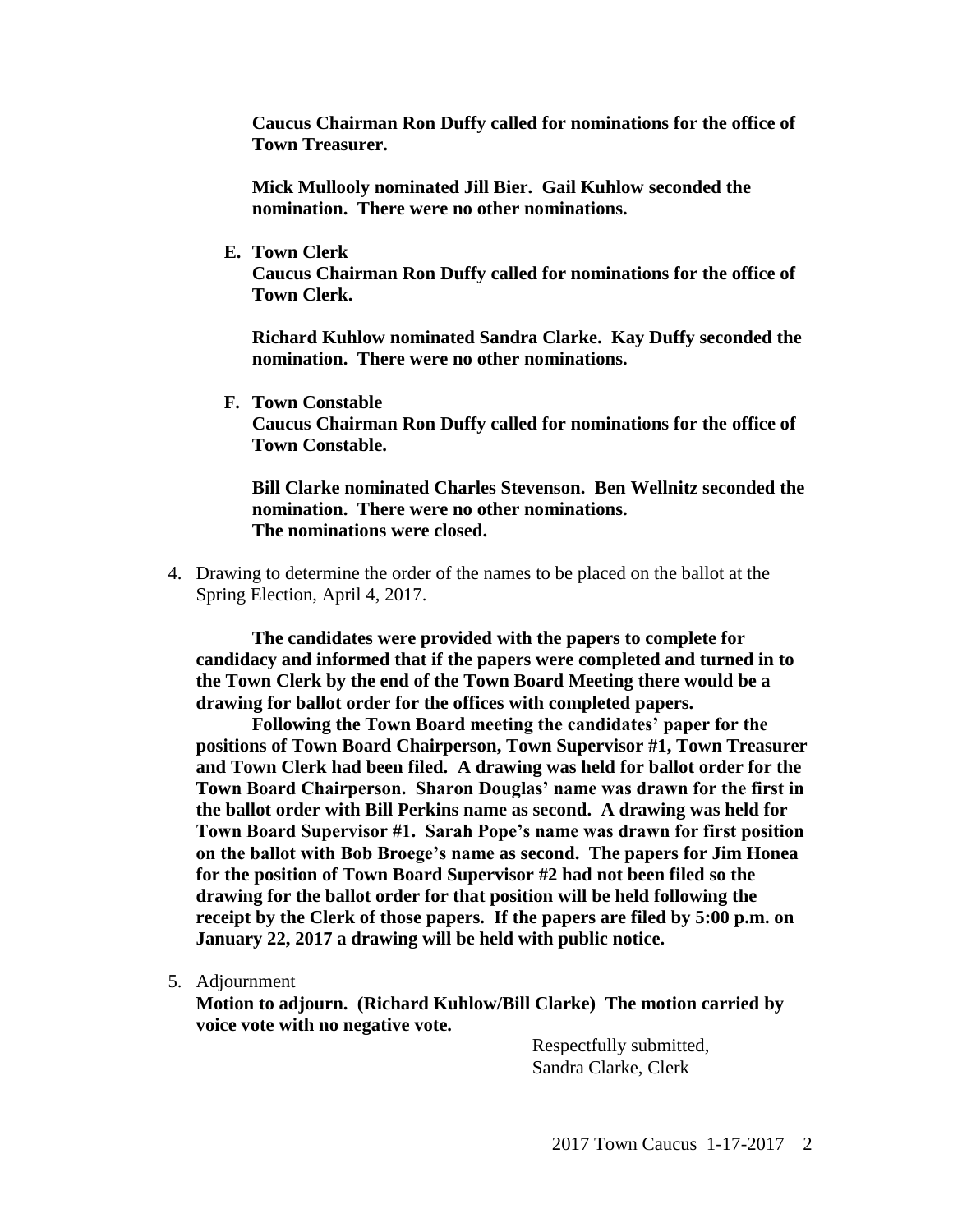**Caucus Chairman Ron Duffy called for nominations for the office of Town Treasurer.**

**Mick Mullooly nominated Jill Bier. Gail Kuhlow seconded the nomination. There were no other nominations.**

**E. Town Clerk**
**Caucus Chairman Ron Duffy called for nominations for the office of Town Clerk.**

**Richard Kuhlow nominated Sandra Clarke. Kay Duffy seconded the nomination. There were no other nominations.**

**F. Town Constable**
**Caucus Chairman Ron Duffy called for nominations for the office of Town Constable.**

**Bill Clarke nominated Charles Stevenson. Ben Wellnitz seconded the nomination. There were no other nominations.**
**The nominations were closed.**

4. Drawing to determine the order of the names to be placed on the ballot at the Spring Election, April 4, 2017.

**The candidates were provided with the papers to complete for candidacy and informed that if the papers were completed and turned in to the Town Clerk by the end of the Town Board Meeting there would be a drawing for ballot order for the offices with completed papers.**

**Following the Town Board meeting the candidates' paper for the positions of Town Board Chairperson, Town Supervisor #1, Town Treasurer and Town Clerk had been filed. A drawing was held for ballot order for the Town Board Chairperson. Sharon Douglas' name was drawn for the first in the ballot order with Bill Perkins name as second. A drawing was held for Town Board Supervisor #1. Sarah Pope's name was drawn for first position on the ballot with Bob Broege's name as second. The papers for Jim Honea for the position of Town Board Supervisor #2 had not been filed so the drawing for the ballot order for that position will be held following the receipt by the Clerk of those papers. If the papers are filed by 5:00 p.m. on January 22, 2017 a drawing will be held with public notice.**

5. Adjournment
**Motion to adjourn. (Richard Kuhlow/Bill Clarke) The motion carried by voice vote with no negative vote.**

Respectfully submitted,
Sandra Clarke, Clerk